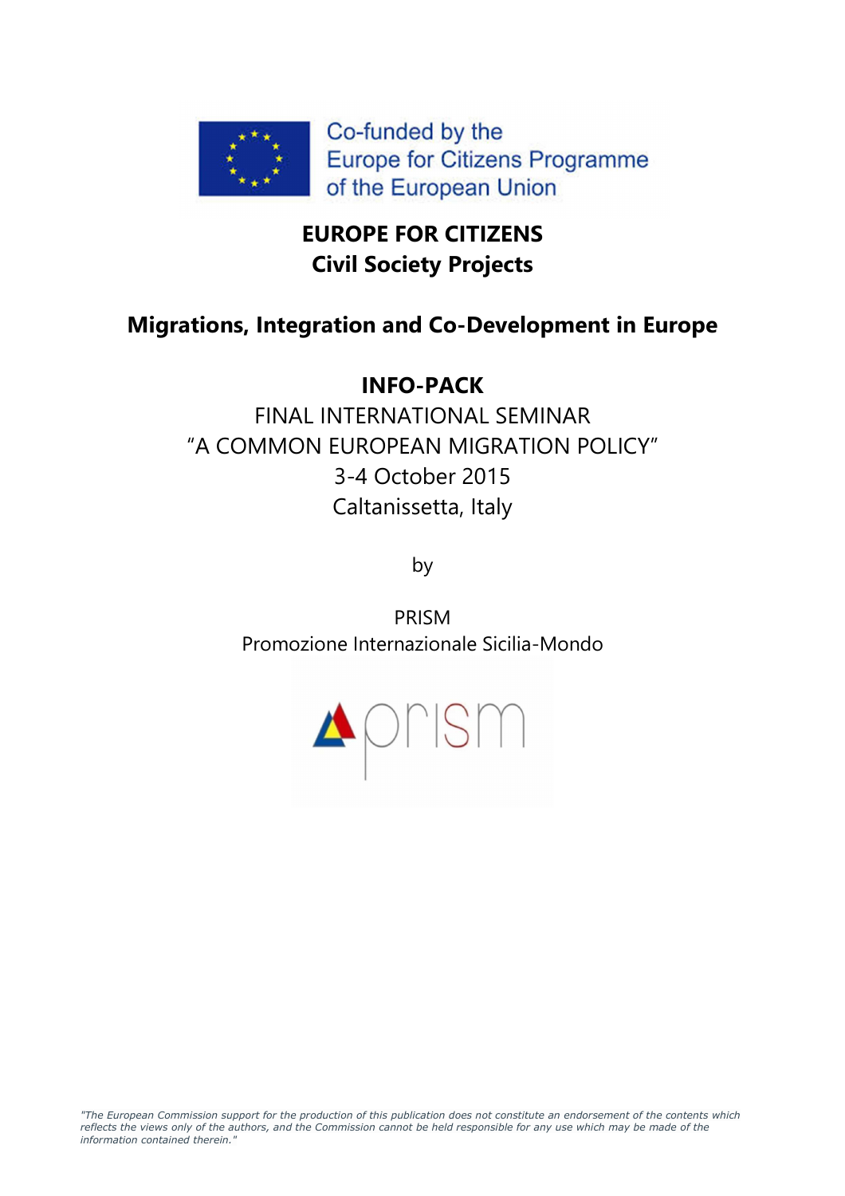Co-funded by the Europe for Citizens Programme of the European Union

# EUROPE FOR CITIZENS
## Civil Society Projects

## Migrations, Integration and Co-Development in Europe

**INFO-PACK**

FINAL INTERNATIONAL SEMINAR

“A COMMON EUROPEAN MIGRATION POLICY”

3-4 October 2015

Caltanissetta, Italy

by

PRISM

Promozione Internazionale Sicilia-Mondo

prism

*"The European Commission support for the production of this publication does not constitute an endorsement of the contents which reflects the views only of the authors, and the Commission cannot be held responsible for any use which may be made of the information contained therein."*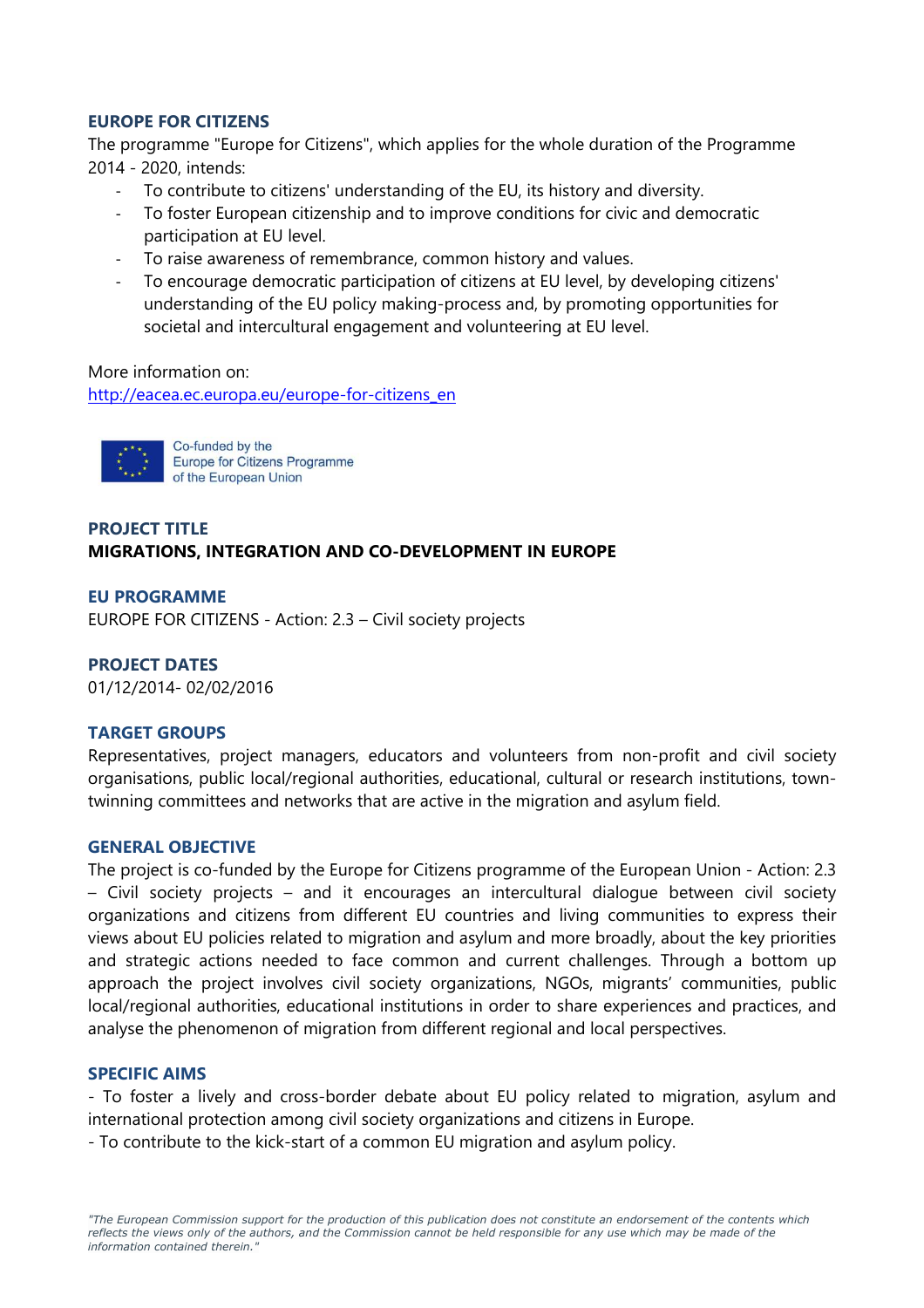## EUROPE FOR CITIZENS

The programme "Europe for Citizens", which applies for the whole duration of the Programme 2014 - 2020, intends:

- To contribute to citizens' understanding of the EU, its history and diversity.
- To foster European citizenship and to improve conditions for civic and democratic participation at EU level.
- To raise awareness of remembrance, common history and values.
- To encourage democratic participation of citizens at EU level, by developing citizens' understanding of the EU policy making-process and, by promoting opportunities for societal and intercultural engagement and volunteering at EU level.

More information on:
http://eacea.ec.europa.eu/europe-for-citizens_en

Co-funded by the
Europe for Citizens Programme
of the European Union

## PROJECT TITLE

**MIGRATIONS, INTEGRATION AND CO-DEVELOPMENT IN EUROPE**

## EU PROGRAMME

EUROPE FOR CITIZENS - Action: 2.3 – Civil society projects

## PROJECT DATES

01/12/2014- 02/02/2016

## TARGET GROUPS

Representatives, project managers, educators and volunteers from non-profit and civil society organisations, public local/regional authorities, educational, cultural or research institutions, town-twinning committees and networks that are active in the migration and asylum field.

## GENERAL OBJECTIVE

The project is co-funded by the Europe for Citizens programme of the European Union - Action: 2.3 – Civil society projects – and it encourages an intercultural dialogue between civil society organizations and citizens from different EU countries and living communities to express their views about EU policies related to migration and asylum and more broadly, about the key priorities and strategic actions needed to face common and current challenges. Through a bottom up approach the project involves civil society organizations, NGOs, migrants' communities, public local/regional authorities, educational institutions in order to share experiences and practices, and analyse the phenomenon of migration from different regional and local perspectives.

## SPECIFIC AIMS

- To foster a lively and cross-border debate about EU policy related to migration, asylum and international protection among civil society organizations and citizens in Europe.
- To contribute to the kick-start of a common EU migration and asylum policy.

*"The European Commission support for the production of this publication does not constitute an endorsement of the contents which reflects the views only of the authors, and the Commission cannot be held responsible for any use which may be made of the information contained therein."*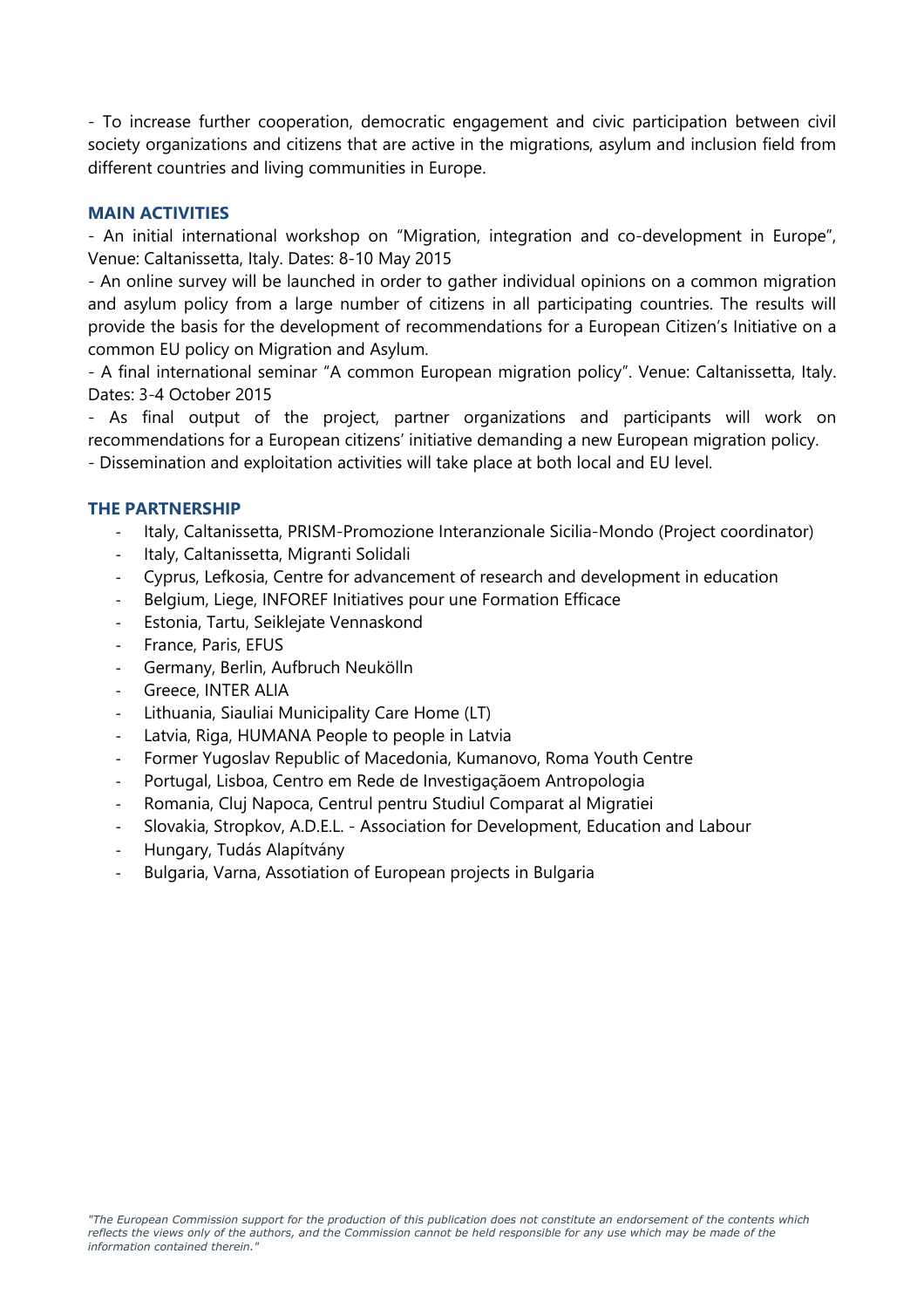- To increase further cooperation, democratic engagement and civic participation between civil society organizations and citizens that are active in the migrations, asylum and inclusion field from different countries and living communities in Europe.

## MAIN ACTIVITIES

- An initial international workshop on "Migration, integration and co-development in Europe", Venue: Caltanissetta, Italy. Dates: 8-10 May 2015
- An online survey will be launched in order to gather individual opinions on a common migration and asylum policy from a large number of citizens in all participating countries. The results will provide the basis for the development of recommendations for a European Citizen's Initiative on a common EU policy on Migration and Asylum.
- A final international seminar "A common European migration policy". Venue: Caltanissetta, Italy. Dates: 3-4 October 2015
- As final output of the project, partner organizations and participants will work on recommendations for a European citizens' initiative demanding a new European migration policy.
- Dissemination and exploitation activities will take place at both local and EU level.

## THE PARTNERSHIP

- Italy, Caltanissetta, PRISM-Promozione Interanzionale Sicilia-Mondo (Project coordinator)
- Italy, Caltanissetta, Migranti Solidali
- Cyprus, Lefkosia, Centre for advancement of research and development in education
- Belgium, Liege, INFOREF Initiatives pour une Formation Efficace
- Estonia, Tartu, Seiklejate Vennaskond
- France, Paris, EFUS
- Germany, Berlin, Aufbruch Neukölln
- Greece, INTER ALIA
- Lithuania, Siauliai Municipality Care Home (LT)
- Latvia, Riga, HUMANA People to people in Latvia
- Former Yugoslav Republic of Macedonia, Kumanovo, Roma Youth Centre
- Portugal, Lisboa, Centro em Rede de Investigaçãoem Antropologia
- Romania, Cluj Napoca, Centrul pentru Studiul Comparat al Migratiei
- Slovakia, Stropkov, A.D.E.L. - Association for Development, Education and Labour
- Hungary, Tudás Alapítvány
- Bulgaria, Varna, Assotiation of European projects in Bulgaria

*"The European Commission support for the production of this publication does not constitute an endorsement of the contents which reflects the views only of the authors, and the Commission cannot be held responsible for any use which may be made of the information contained therein."*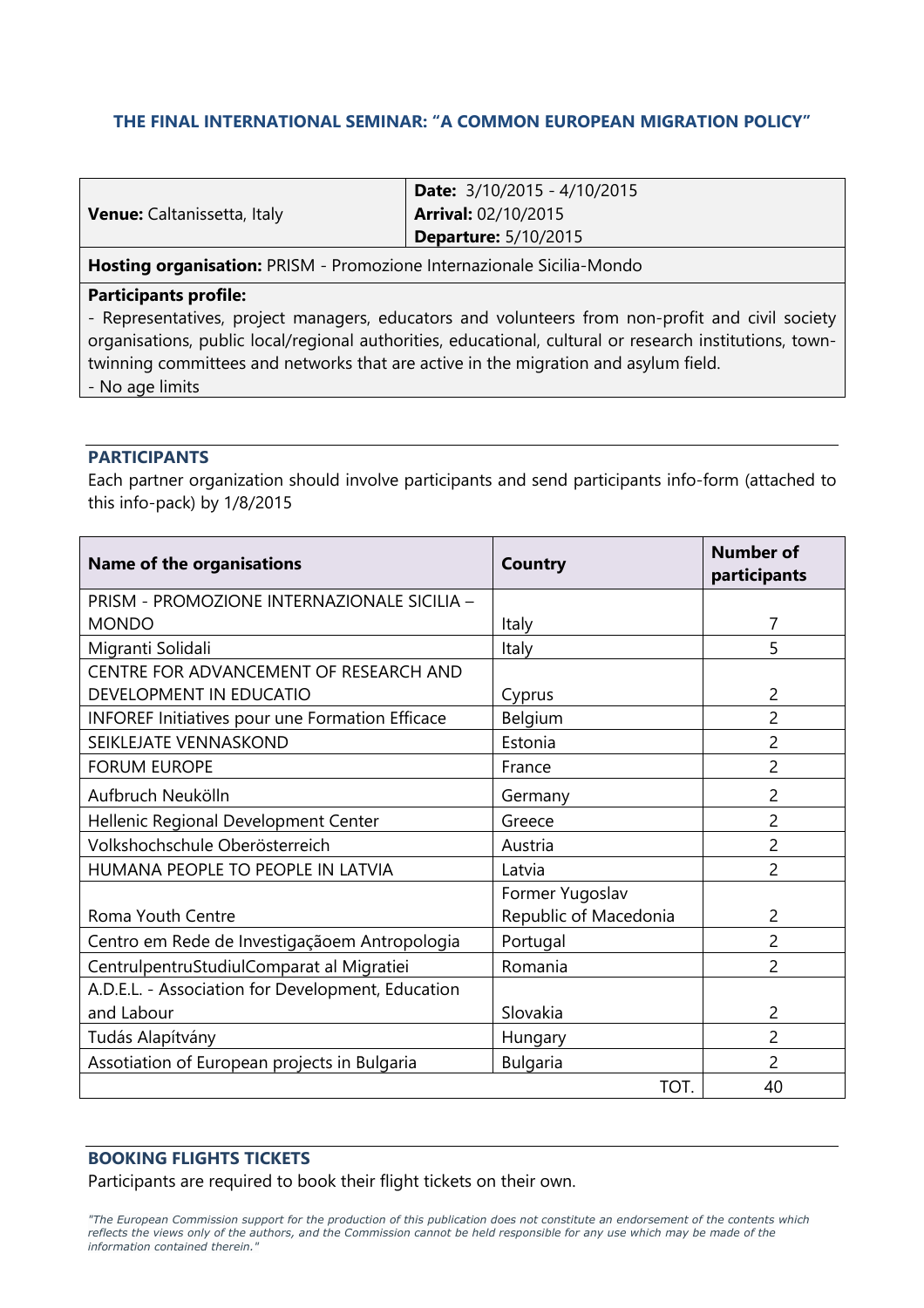### THE FINAL INTERNATIONAL SEMINAR: "A COMMON EUROPEAN MIGRATION POLICY"

| **Venue:** Caltanissetta, Italy | **Date:** 3/10/2015 - 4/10/2015<br>**Arrival:** 02/10/2015<br>**Departure:** 5/10/2015 |
|---|---|
| **Hosting organisation:** PRISM - Promozione Internazionale Sicilia-Mondo | |
| **Participants profile:**<br>- Representatives, project managers, educators and volunteers from non-profit and civil society organisations, public local/regional authorities, educational, cultural or research institutions, town-twinning committees and networks that are active in the migration and asylum field.<br>- No age limits | |

## PARTICIPANTS

Each partner organization should involve participants and send participants info-form (attached to this info-pack) by 1/8/2015

| Name of the organisations | Country | Number of participants |
|---|---|---|
| PRISM - PROMOZIONE INTERNAZIONALE SICILIA – MONDO | Italy | 7 |
| Migranti Solidali | Italy | 5 |
| CENTRE FOR ADVANCEMENT OF RESEARCH AND DEVELOPMENT IN EDUCATIO | Cyprus | 2 |
| INFOREF Initiatives pour une Formation Efficace | Belgium | 2 |
| SEIKLEJATE VENNASKOND | Estonia | 2 |
| FORUM EUROPE | France | 2 |
| Aufbruch Neukölln | Germany | 2 |
| Hellenic Regional Development Center | Greece | 2 |
| Volkshochschule Oberösterreich | Austria | 2 |
| HUMANA PEOPLE TO PEOPLE IN LATVIA | Latvia | 2 |
| Roma Youth Centre | Former Yugoslav Republic of Macedonia | 2 |
| Centro em Rede de Investigaçãoem Antropologia | Portugal | 2 |
| CentrulpentruStudiulComparat al Migratiei | Romania | 2 |
| A.D.E.L. - Association for Development, Education and Labour | Slovakia | 2 |
| Tudás Alapítvány | Hungary | 2 |
| Assotiation of European projects in Bulgaria | Bulgaria | 2 |
| | TOT. | 40 |

## BOOKING FLIGHTS TICKETS

Participants are required to book their flight tickets on their own.

*"The European Commission support for the production of this publication does not constitute an endorsement of the contents which reflects the views only of the authors, and the Commission cannot be held responsible for any use which may be made of the information contained therein."*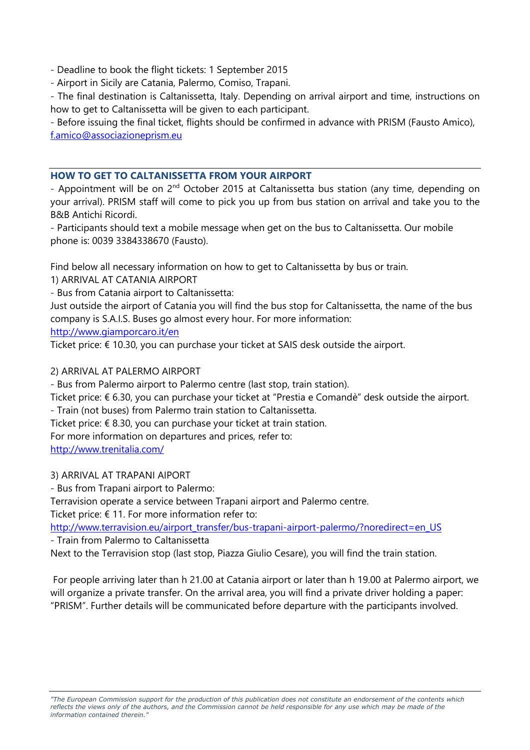- Deadline to book the flight tickets: 1 September 2015
- Airport in Sicily are Catania, Palermo, Comiso, Trapani.
- The final destination is Caltanissetta, Italy. Depending on arrival airport and time, instructions on how to get to Caltanissetta will be given to each participant.
- Before issuing the final ticket, flights should be confirmed in advance with PRISM (Fausto Amico), f.amico@associazioneprism.eu

## HOW TO GET TO CALTANISSETTA FROM YOUR AIRPORT

- Appointment will be on 2nd October 2015 at Caltanissetta bus station (any time, depending on your arrival). PRISM staff will come to pick you up from bus station on arrival and take you to the B&B Antichi Ricordi.
- Participants should text a mobile message when get on the bus to Caltanissetta. Our mobile phone is: 0039 3384338670 (Fausto).

Find below all necessary information on how to get to Caltanissetta by bus or train.

1) ARRIVAL AT CATANIA AIRPORT

- Bus from Catania airport to Caltanissetta:

Just outside the airport of Catania you will find the bus stop for Caltanissetta, the name of the bus company is S.A.I.S. Buses go almost every hour. For more information:
http://www.giamporcaro.it/en

Ticket price: € 10.30, you can purchase your ticket at SAIS desk outside the airport.

2) ARRIVAL AT PALERMO AIRPORT

- Bus from Palermo airport to Palermo centre (last stop, train station).

Ticket price: € 6.30, you can purchase your ticket at "Prestia e Comandè" desk outside the airport.

- Train (not buses) from Palermo train station to Caltanissetta.

Ticket price: € 8.30, you can purchase your ticket at train station.

For more information on departures and prices, refer to:
http://www.trenitalia.com/

3) ARRIVAL AT TRAPANI AIPORT

- Bus from Trapani airport to Palermo:

Terravision operate a service between Trapani airport and Palermo centre.

Ticket price: € 11. For more information refer to:
http://www.terravision.eu/airport_transfer/bus-trapani-airport-palermo/?noredirect=en_US

- Train from Palermo to Caltanissetta

Next to the Terravision stop (last stop, Piazza Giulio Cesare), you will find the train station.

For people arriving later than h 21.00 at Catania airport or later than h 19.00 at Palermo airport, we will organize a private transfer. On the arrival area, you will find a private driver holding a paper: "PRISM". Further details will be communicated before departure with the participants involved.

*"The European Commission support for the production of this publication does not constitute an endorsement of the contents which reflects the views only of the authors, and the Commission cannot be held responsible for any use which may be made of the information contained therein."*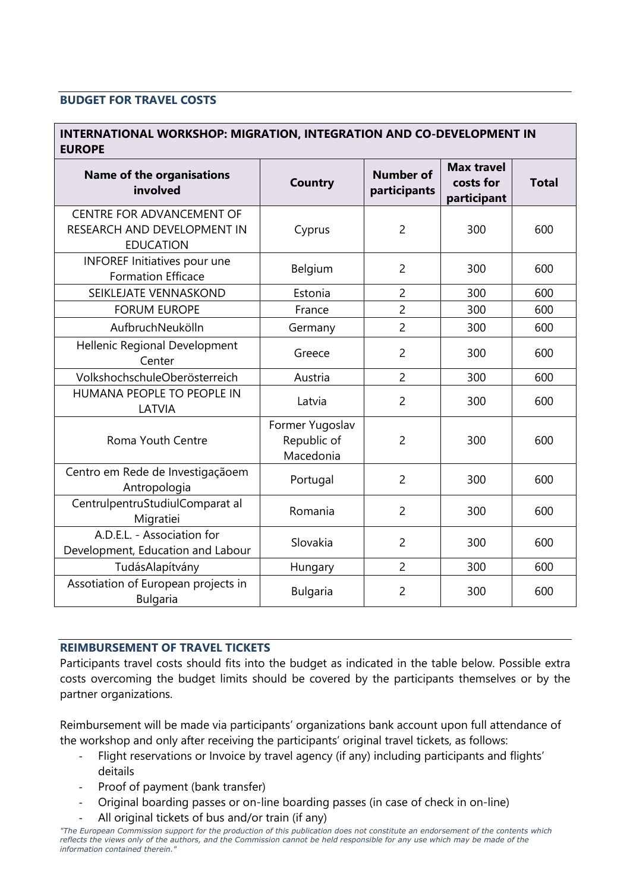## BUDGET FOR TRAVEL COSTS

| INTERNATIONAL WORKSHOP: MIGRATION, INTEGRATION AND CO-DEVELOPMENT IN EUROPE | | | | |
|---|---|---|---|---|
| **Name of the organisations involved** | **Country** | **Number of participants** | **Max travel costs for participant** | **Total** |
| CENTRE FOR ADVANCEMENT OF RESEARCH AND DEVELOPMENT IN EDUCATION | Cyprus | 2 | 300 | 600 |
| INFOREF Initiatives pour une Formation Efficace | Belgium | 2 | 300 | 600 |
| SEIKLEJATE VENNASKOND | Estonia | 2 | 300 | 600 |
| FORUM EUROPE | France | 2 | 300 | 600 |
| AufbruchNeukölln | Germany | 2 | 300 | 600 |
| Hellenic Regional Development Center | Greece | 2 | 300 | 600 |
| VolkshochschuleOberösterreich | Austria | 2 | 300 | 600 |
| HUMANA PEOPLE TO PEOPLE IN LATVIA | Latvia | 2 | 300 | 600 |
| Roma Youth Centre | Former Yugoslav Republic of Macedonia | 2 | 300 | 600 |
| Centro em Rede de Investigaçãoem Antropologia | Portugal | 2 | 300 | 600 |
| CentrulpentruStudiulComparat al Migratiei | Romania | 2 | 300 | 600 |
| A.D.E.L. - Association for Development, Education and Labour | Slovakia | 2 | 300 | 600 |
| TudásAlapítvány | Hungary | 2 | 300 | 600 |
| Assotiation of European projects in Bulgaria | Bulgaria | 2 | 300 | 600 |

## REIMBURSEMENT OF TRAVEL TICKETS

Participants travel costs should fits into the budget as indicated in the table below. Possible extra costs overcoming the budget limits should be covered by the participants themselves or by the partner organizations.

Reimbursement will be made via participants' organizations bank account upon full attendance of the workshop and only after receiving the participants' original travel tickets, as follows:

- Flight reservations or Invoice by travel agency (if any) including participants and flights' deitails
- Proof of payment (bank transfer)
- Original boarding passes or on-line boarding passes (in case of check in on-line)
- All original tickets of bus and/or train (if any)

*"The European Commission support for the production of this publication does not constitute an endorsement of the contents which reflects the views only of the authors, and the Commission cannot be held responsible for any use which may be made of the information contained therein."*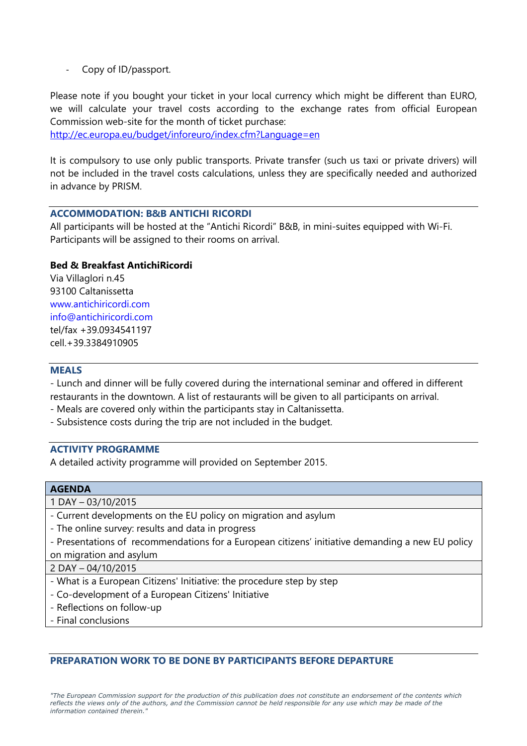- Copy of ID/passport.

Please note if you bought your ticket in your local currency which might be different than EURO, we will calculate your travel costs according to the exchange rates from official European Commission web-site for the month of ticket purchase:
http://ec.europa.eu/budget/inforeuro/index.cfm?Language=en

It is compulsory to use only public transports. Private transfer (such us taxi or private drivers) will not be included in the travel costs calculations, unless they are specifically needed and authorized in advance by PRISM.

## ACCOMMODATION: B&B ANTICHI RICORDI

All participants will be hosted at the "Antichi Ricordi" B&B, in mini-suites equipped with Wi-Fi. Participants will be assigned to their rooms on arrival.

**Bed & Breakfast AntichiRicordi**
Via Villaglori n.45
93100 Caltanissetta
www.antichiricordi.com
info@antichiricordi.com
tel/fax +39.0934541197
cell.+39.3384910905

## MEALS

- Lunch and dinner will be fully covered during the international seminar and offered in different restaurants in the downtown. A list of restaurants will be given to all participants on arrival.
- Meals are covered only within the participants stay in Caltanissetta.
- Subsistence costs during the trip are not included in the budget.

## ACTIVITY PROGRAMME

A detailed activity programme will provided on September 2015.

| AGENDA |
|---|
| 1 DAY – 03/10/2015 |
| - Current developments on the EU policy on migration and asylum<br>- The online survey: results and data in progress<br>- Presentations of recommendations for a European citizens' initiative demanding a new EU policy on migration and asylum |
| 2 DAY – 04/10/2015 |
| - What is a European Citizens' Initiative: the procedure step by step<br>- Co-development of a European Citizens' Initiative<br>- Reflections on follow-up<br>- Final conclusions |

## PREPARATION WORK TO BE DONE BY PARTICIPANTS BEFORE DEPARTURE

*"The European Commission support for the production of this publication does not constitute an endorsement of the contents which reflects the views only of the authors, and the Commission cannot be held responsible for any use which may be made of the information contained therein."*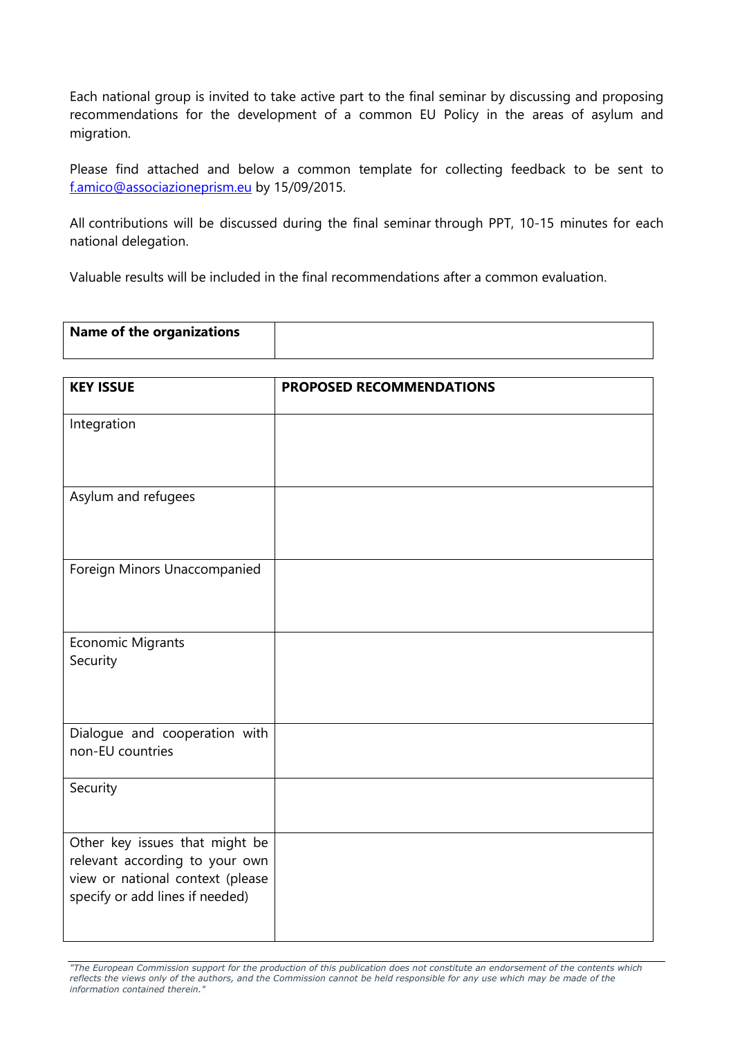Each national group is invited to take active part to the final seminar by discussing and proposing recommendations for the development of a common EU Policy in the areas of asylum and migration.

Please find attached and below a common template for collecting feedback to be sent to [f.amico@associazioneprism.eu](mailto:f.amico@associazioneprism.eu) by 15/09/2015.

All contributions will be discussed during the final seminar through PPT, 10-15 minutes for each national delegation.

Valuable results will be included in the final recommendations after a common evaluation.

| **Name of the organizations** | |
|---|---|

| **KEY ISSUE** | **PROPOSED RECOMMENDATIONS** |
|---|---|
| Integration | |
| Asylum and refugees | |
| Foreign Minors Unaccompanied | |
| Economic Migrants<br>Security | |
| Dialogue and cooperation with non-EU countries | |
| Security | |
| Other key issues that might be relevant according to your own view or national context (please specify or add lines if needed) | |

*"The European Commission support for the production of this publication does not constitute an endorsement of the contents which reflects the views only of the authors, and the Commission cannot be held responsible for any use which may be made of the information contained therein."*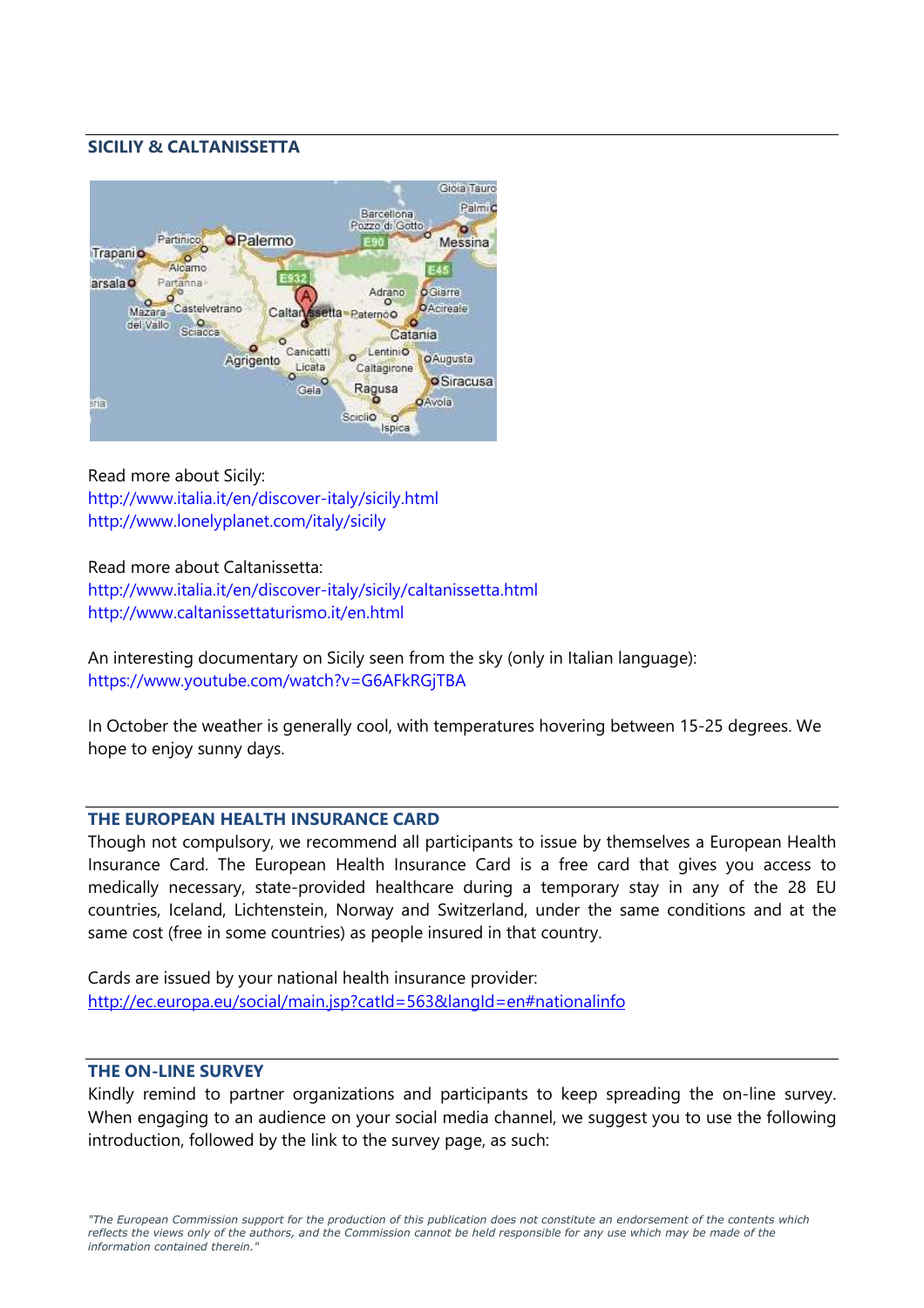## SICILIY & CALTANISSETTA

Read more about Sicily:
http://www.italia.it/en/discover-italy/sicily.html
http://www.lonelyplanet.com/italy/sicily

Read more about Caltanissetta:
http://www.italia.it/en/discover-italy/sicily/caltanissetta.html
http://www.caltanissettaturismo.it/en.html

An interesting documentary on Sicily seen from the sky (only in Italian language):
https://www.youtube.com/watch?v=G6AFkRGjTBA

In October the weather is generally cool, with temperatures hovering between 15-25 degrees. We hope to enjoy sunny days.

## THE EUROPEAN HEALTH INSURANCE CARD

Though not compulsory, we recommend all participants to issue by themselves a European Health Insurance Card. The European Health Insurance Card is a free card that gives you access to medically necessary, state-provided healthcare during a temporary stay in any of the 28 EU countries, Iceland, Lichtenstein, Norway and Switzerland, under the same conditions and at the same cost (free in some countries) as people insured in that country.

Cards are issued by your national health insurance provider:
http://ec.europa.eu/social/main.jsp?catId=563&langId=en#nationalinfo

## THE ON-LINE SURVEY

Kindly remind to partner organizations and participants to keep spreading the on-line survey. When engaging to an audience on your social media channel, we suggest you to use the following introduction, followed by the link to the survey page, as such:

*"The European Commission support for the production of this publication does not constitute an endorsement of the contents which reflects the views only of the authors, and the Commission cannot be held responsible for any use which may be made of the information contained therein."*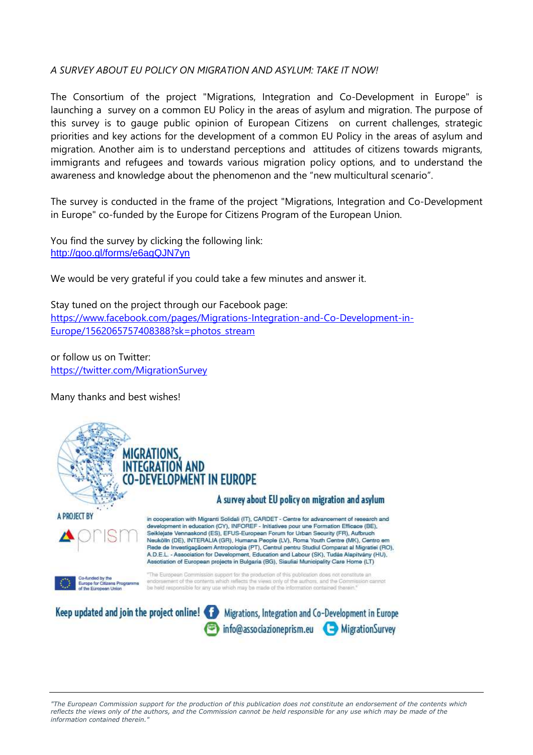*A SURVEY ABOUT EU POLICY ON MIGRATION AND ASYLUM: TAKE IT NOW!*

The Consortium of the project "Migrations, Integration and Co-Development in Europe" is launching a survey on a common EU Policy in the areas of asylum and migration. The purpose of this survey is to gauge public opinion of European Citizens on current challenges, strategic priorities and key actions for the development of a common EU Policy in the areas of asylum and migration. Another aim is to understand perceptions and attitudes of citizens towards migrants, immigrants and refugees and towards various migration policy options, and to understand the awareness and knowledge about the phenomenon and the "new multicultural scenario".

The survey is conducted in the frame of the project "Migrations, Integration and Co-Development in Europe" co-funded by the Europe for Citizens Program of the European Union.

You find the survey by clicking the following link:
http://goo.gl/forms/e6agQJN7yn

We would be very grateful if you could take a few minutes and answer it.

Stay tuned on the project through our Facebook page:
https://www.facebook.com/pages/Migrations-Integration-and-Co-Development-in-Europe/1562065757408388?sk=photos_stream

or follow us on Twitter:
https://twitter.com/MigrationSurvey

Many thanks and best wishes!

**MIGRATIONS, INTEGRATION AND CO-DEVELOPMENT IN EUROPE**

**A survey about EU policy on migration and asylum**

A PROJECT BY prism

in cooperation with Migranti Solidali (IT), CARDET - Centre for advancement of research and development in education (CY), INFOREF - Initiatives pour une Formation Efficace (BE), Seiklejate Vennaskond (ES), EFUS-European Forum for Urban Security (FR), Aufbruch Neukölln (DE), INTERALIA (GR), Humana People (LV), Roma Youth Centre (MK), Centro em Rede de Investigaçãoem Antropologia (PT), Centrul pentru Studiul Comparat al Migratiei (RO), A.D.E.L. - Association for Development, Education and Labour (SK), Tudás Alapítvány (HU), Assotiation of European projects in Bulgaria (BG), Siauliai Municipality Care Home (LT)

Co-funded by the Europe for Citizens Programme of the European Union

"The European Commission support for the production of this publication does not constitute an endorsement of the contents which reflects the views only of the authors, and the Commission cannot be held responsible for any use which may be made of the information contained therein."

**Keep updated and join the project online!** Migrations, Integration and Co-Development in Europe
info@associazioneprism.eu MigrationSurvey

*"The European Commission support for the production of this publication does not constitute an endorsement of the contents which reflects the views only of the authors, and the Commission cannot be held responsible for any use which may be made of the information contained therein."*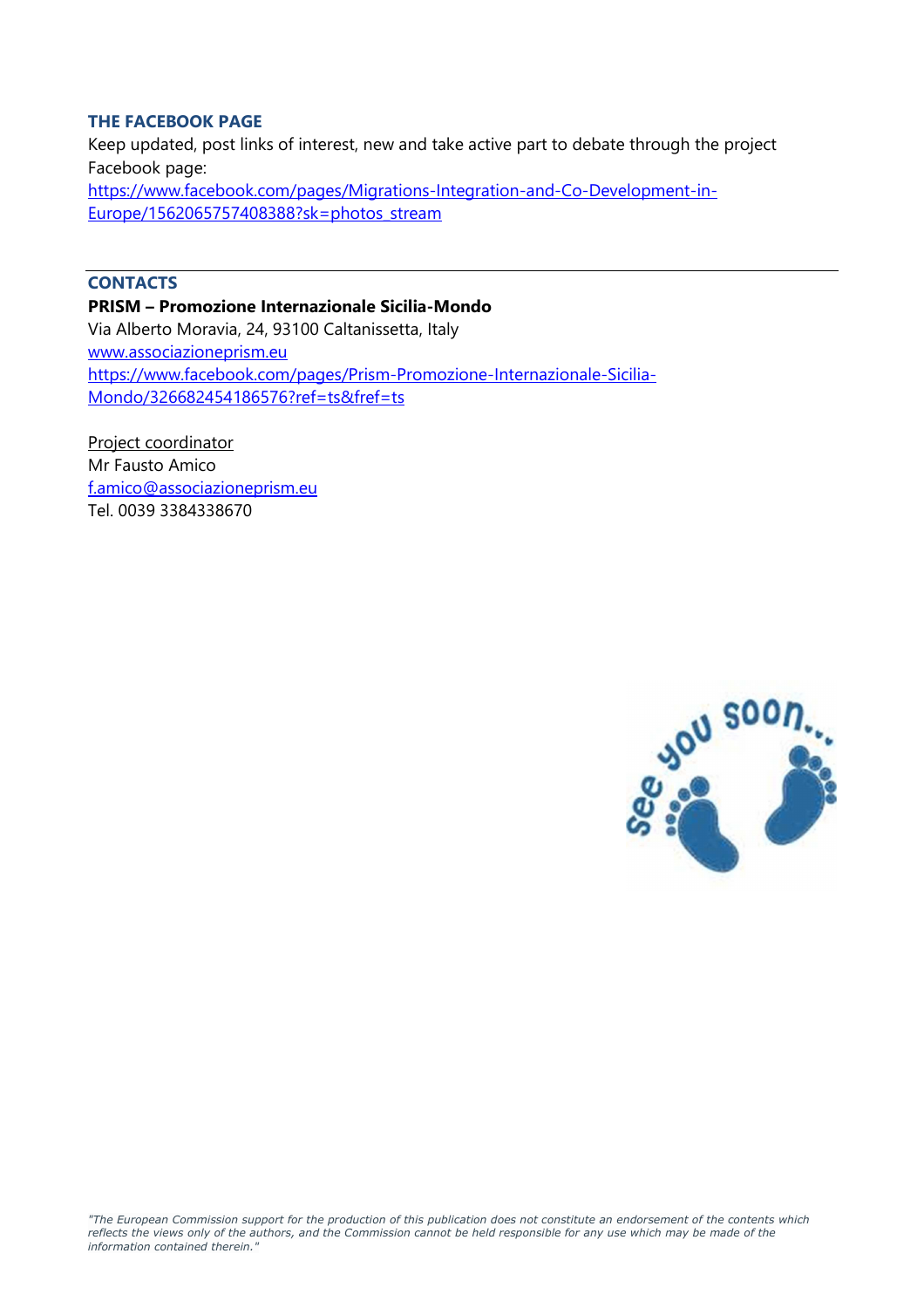## THE FACEBOOK PAGE

Keep updated, post links of interest, new and take active part to debate through the project Facebook page:
https://www.facebook.com/pages/Migrations-Integration-and-Co-Development-in-Europe/1562065757408388?sk=photos_stream

---

## CONTACTS

**PRISM – Promozione Internazionale Sicilia-Mondo**
Via Alberto Moravia, 24, 93100 Caltanissetta, Italy
www.associazioneprism.eu
https://www.facebook.com/pages/Prism-Promozione-Internazionale-Sicilia-Mondo/326682454186576?ref=ts&fref=ts

Project coordinator
Mr Fausto Amico
f.amico@associazioneprism.eu
Tel. 0039 3384338670

*"The European Commission support for the production of this publication does not constitute an endorsement of the contents which reflects the views only of the authors, and the Commission cannot be held responsible for any use which may be made of the information contained therein."*